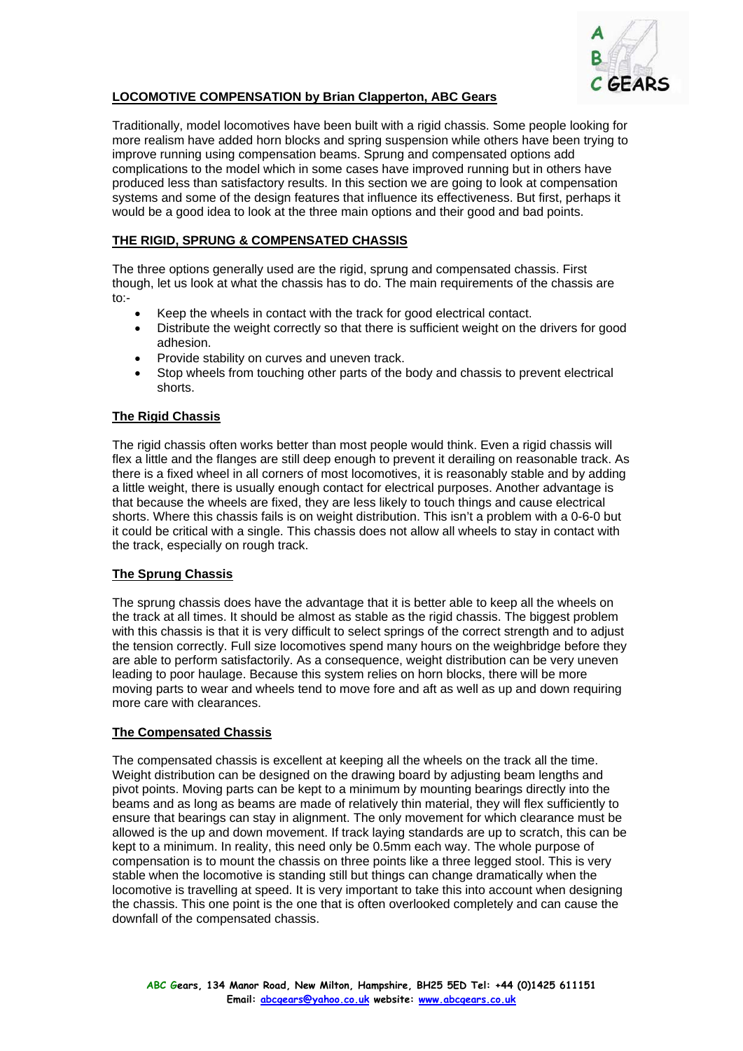## LOCOMOTIVE COMPENSATION by Brian Clapperton, ABC Gears

Traditionally, model locomotives have been built with a rigid chassis. Some people looking for more realism have added horn blocks and spring suspension while others have been trying to improve running using compensation beams. Sprung and compensated options add complications to the model which in some cases have improved running but in others have produced less than satisfactory results. In this section we are going to look at compensation systems and some of the design features that influence its effectiveness. But first, perhaps it would be a good idea to look at the three main options and their good and bad points.

### THE RIGID, SPRUNG & COMPENSATED CHASSIS

The three options generally used are the rigid, sprung and compensated chassis. First though, let us look at what the chassis has to do. The main requirements of the chassis are to:-

- Keep the wheels in contact with the track for good electrical contact.
- Distribute the weight correctly so that there is sufficient weight on the drivers for good adhesion.
- Provide stability on curves and uneven track.
- Stop wheels from touching other parts of the body and chassis to prevent electrical shorts.

### The Rigid Chassis

The rigid chassis often works better than most people would think. Even a rigid chassis will flex a little and the flanges are still deep enough to prevent it derailing on reasonable track. As there is a fixed wheel in all corners of most locomotives, it is reasonably stable and by adding a little weight, there is usually enough contact for electrical purposes. Another advantage is that because the wheels are fixed, they are less likely to touch things and cause electrical shorts. Where this chassis fails is on weight distribution. This isn't a problem with a 0-6-0 but it could be critical with a single. This chassis does not allow all wheels to stay in contact with the track, especially on rough track.

### The Sprung Chassis

The sprung chassis does have the advantage that it is better able to keep all the wheels on the track at all times. It should be almost as stable as the rigid chassis. The biggest problem with this chassis is that it is very difficult to select springs of the correct strength and to adjust the tension correctly. Full size locomotives spend many hours on the weighbridge before they are able to perform satisfactorily. As a consequence, weight distribution can be very uneven leading to poor haulage. Because this system relies on horn blocks, there will be more moving parts to wear and wheels tend to move fore and aft as well as up and down requiring more care with clearances.

### The Compensated Chassis

The compensated chassis is excellent at keeping all the wheels on the track all the time. Weight distribution can be designed on the drawing board by adjusting beam lengths and pivot points. Moving parts can be kept to a minimum by mounting bearings directly into the beams and as long as beams are made of relatively thin material, they will flex sufficiently to ensure that bearings can stay in alignment. The only movement for which clearance must be allowed is the up and down movement. If track laying standards are up to scratch, this can be kept to a minimum. In reality, this need only be 0.5mm each way. The whole purpose of compensation is to mount the chassis on three points like a three legged stool. This is very stable when the locomotive is standing still but things can change dramatically when the locomotive is travelling at speed. It is very important to take this into account when designing the chassis. This one point is the one that is often overlooked completely and can cause the downfall of the compensated chassis.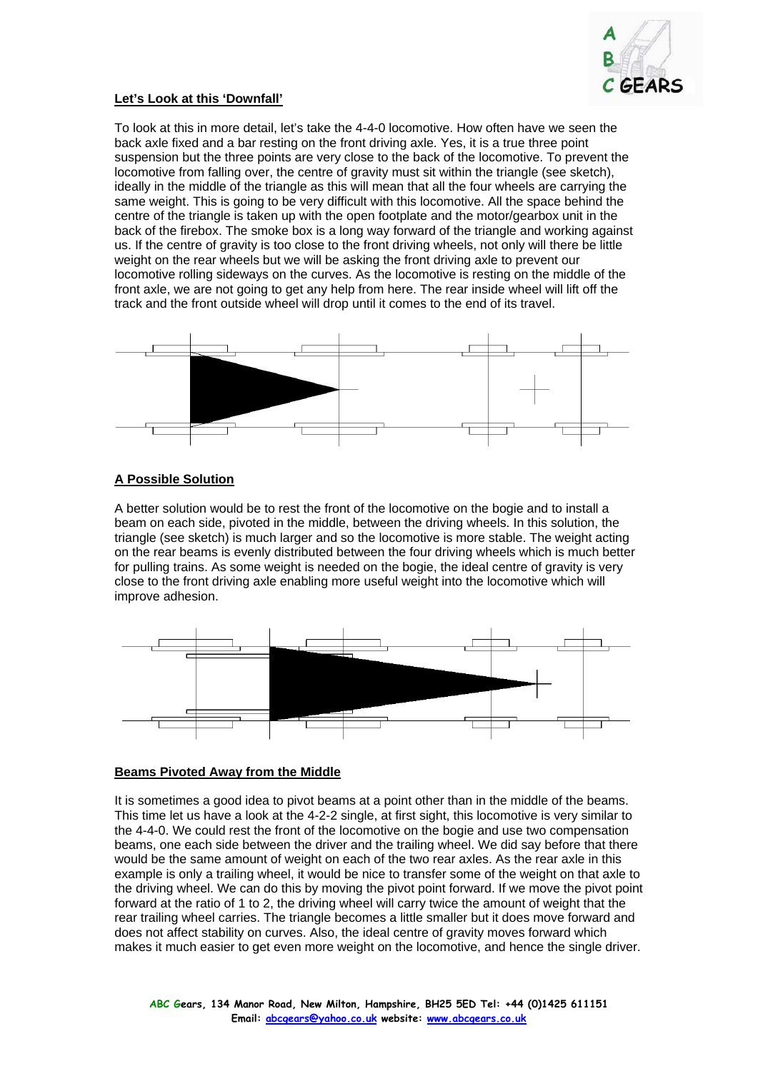## Let's Look at this 'Downfall'

To look at this in more detail, let's take the 4-4-0 locomotive. How often have we seen the back axle fixed and a bar resting on the front driving axle. Yes, it is a true three point suspension but the three points are very close to the back of the locomotive. To prevent the locomotive from falling over, the centre of gravity must sit within the triangle (see sketch), ideally in the middle of the triangle as this will mean that all the four wheels are carrying the same weight. This is going to be very difficult with this locomotive. All the space behind the centre of the triangle is taken up with the open footplate and the motor/gearbox unit in the back of the firebox. The smoke box is a long way forward of the triangle and working against us. If the centre of gravity is too close to the front driving wheels, not only will there be little weight on the rear wheels but we will be asking the front driving axle to prevent our locomotive rolling sideways on the curves. As the locomotive is resting on the middle of the front axle, we are not going to get any help from here. The rear inside wheel will lift off the track and the front outside wheel will drop until it comes to the end of its travel.

## A Possible Solution

A better solution would be to rest the front of the locomotive on the bogie and to install a beam on each side, pivoted in the middle, between the driving wheels. In this solution, the triangle (see sketch) is much larger and so the locomotive is more stable. The weight acting on the rear beams is evenly distributed between the four driving wheels which is much better for pulling trains. As some weight is needed on the bogie, the ideal centre of gravity is very close to the front driving axle enabling more useful weight into the locomotive which will improve adhesion.

## Beams Pivoted Away from the Middle

It is sometimes a good idea to pivot beams at a point other than in the middle of the beams. This time let us have a look at the 4-2-2 single, at first sight, this locomotive is very similar to the 4-4-0. We could rest the front of the locomotive on the bogie and use two compensation beams, one each side between the driver and the trailing wheel. We did say before that there would be the same amount of weight on each of the two rear axles. As the rear axle in this example is only a trailing wheel, it would be nice to transfer some of the weight on that axle to the driving wheel. We can do this by moving the pivot point forward. If we move the pivot point forward at the ratio of 1 to 2, the driving wheel will carry twice the amount of weight that the rear trailing wheel carries. The triangle becomes a little smaller but it does move forward and does not affect stability on curves. Also, the ideal centre of gravity moves forward which makes it much easier to get even more weight on the locomotive, and hence the single driver.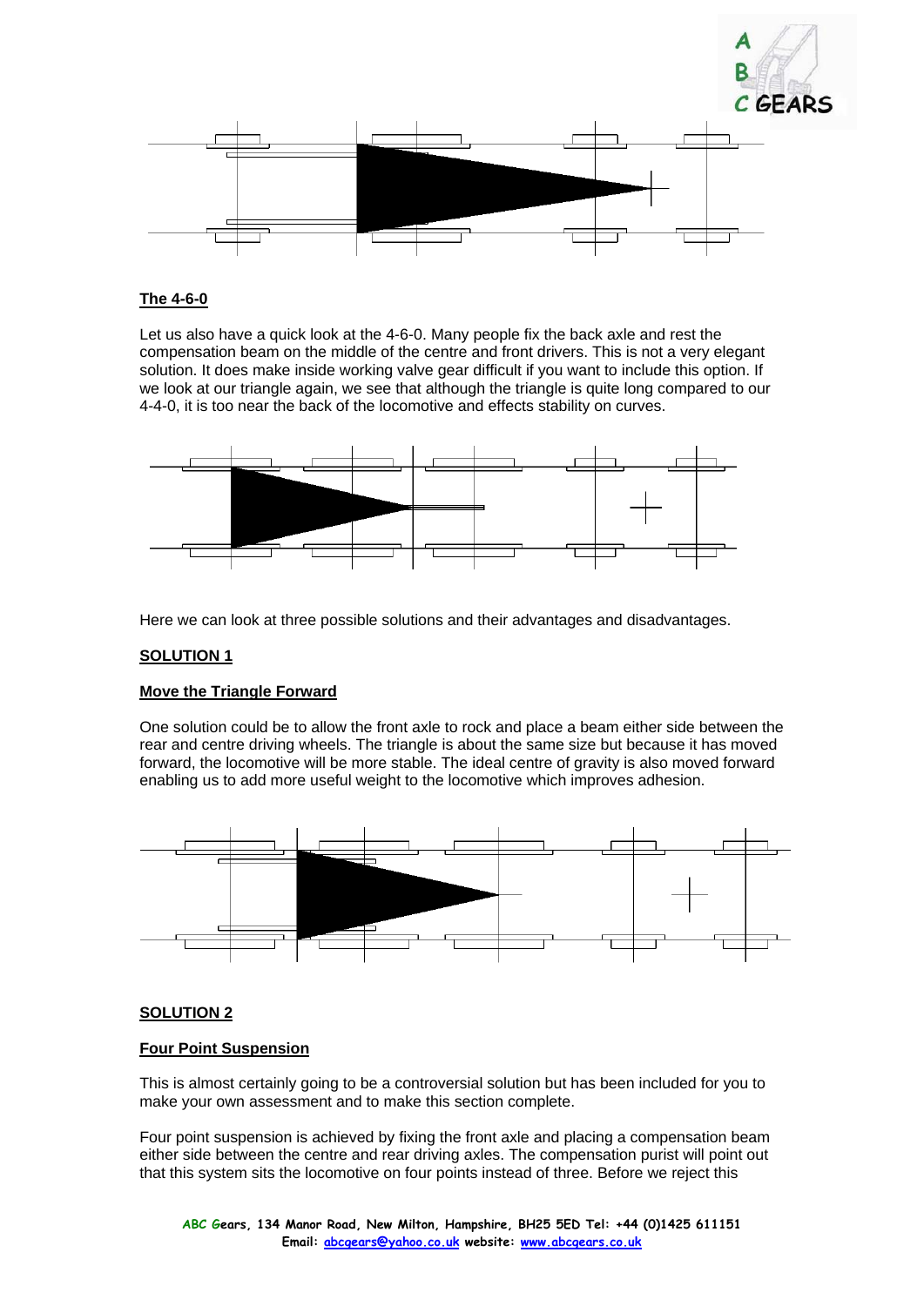## The 4-6-0

Let us also have a quick look at the 4-6-0. Many people fix the back axle and rest the compensation beam on the middle of the centre and front drivers. This is not a very elegant solution. It does make inside working valve gear difficult if you want to include this option. If we look at our triangle again, we see that although the triangle is quite long compared to our 4-4-0, it is too near the back of the locomotive and effects stability on curves.

Here we can look at three possible solutions and their advantages and disadvantages.

## SOLUTION 1

### Move the Triangle Forward

One solution could be to allow the front axle to rock and place a beam either side between the rear and centre driving wheels. The triangle is about the same size but because it has moved forward, the locomotive will be more stable. The ideal centre of gravity is also moved forward enabling us to add more useful weight to the locomotive which improves adhesion.

## SOLUTION 2

### Four Point Suspension

This is almost certainly going to be a controversial solution but has been included for you to make your own assessment and to make this section complete.

Four point suspension is achieved by fixing the front axle and placing a compensation beam either side between the centre and rear driving axles. The compensation purist will point out that this system sits the locomotive on four points instead of three. Before we reject this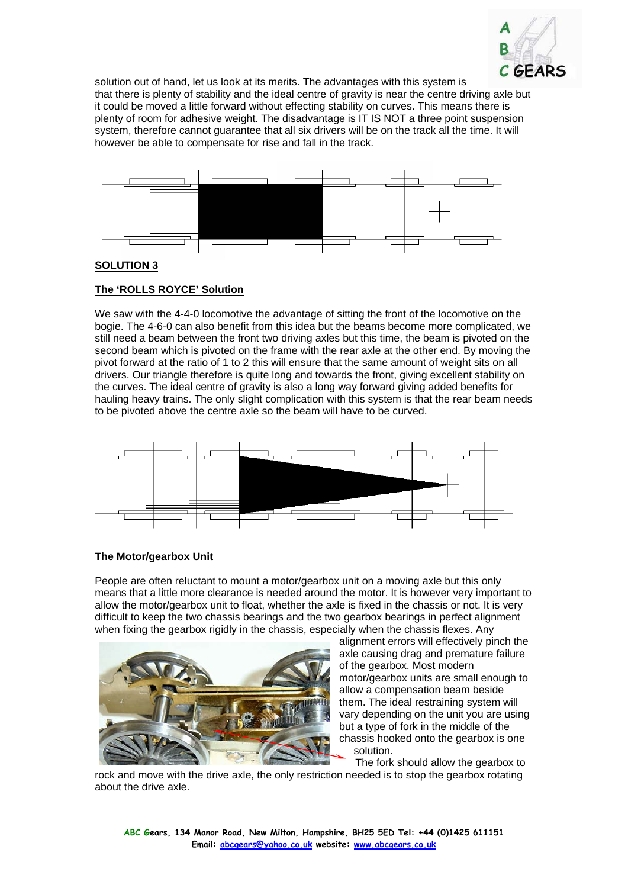solution out of hand, let us look at its merits. The advantages with this system is that there is plenty of stability and the ideal centre of gravity is near the centre driving axle but it could be moved a little forward without effecting stability on curves. This means there is plenty of room for adhesive weight. The disadvantage is IT IS NOT a three point suspension system, therefore cannot guarantee that all six drivers will be on the track all the time. It will however be able to compensate for rise and fall in the track.

**SOLUTION 3**

**The 'ROLLS ROYCE' Solution**

We saw with the 4-4-0 locomotive the advantage of sitting the front of the locomotive on the bogie. The 4-6-0 can also benefit from this idea but the beams become more complicated, we still need a beam between the front two driving axles but this time, the beam is pivoted on the second beam which is pivoted on the frame with the rear axle at the other end. By moving the pivot forward at the ratio of 1 to 2 this will ensure that the same amount of weight sits on all drivers. Our triangle therefore is quite long and towards the front, giving excellent stability on the curves. The ideal centre of gravity is also a long way forward giving added benefits for hauling heavy trains. The only slight complication with this system is that the rear beam needs to be pivoted above the centre axle so the beam will have to be curved.

**The Motor/gearbox Unit**

People are often reluctant to mount a motor/gearbox unit on a moving axle but this only means that a little more clearance is needed around the motor. It is however very important to allow the motor/gearbox unit to float, whether the axle is fixed in the chassis or not. It is very difficult to keep the two chassis bearings and the two gearbox bearings in perfect alignment when fixing the gearbox rigidly in the chassis, especially when the chassis flexes. Any alignment errors will effectively pinch the axle causing drag and premature failure of the gearbox. Most modern motor/gearbox units are small enough to allow a compensation beam beside them. The ideal restraining system will vary depending on the unit you are using but a type of fork in the middle of the chassis hooked onto the gearbox is one solution.

The fork should allow the gearbox to rock and move with the drive axle, the only restriction needed is to stop the gearbox rotating about the drive axle.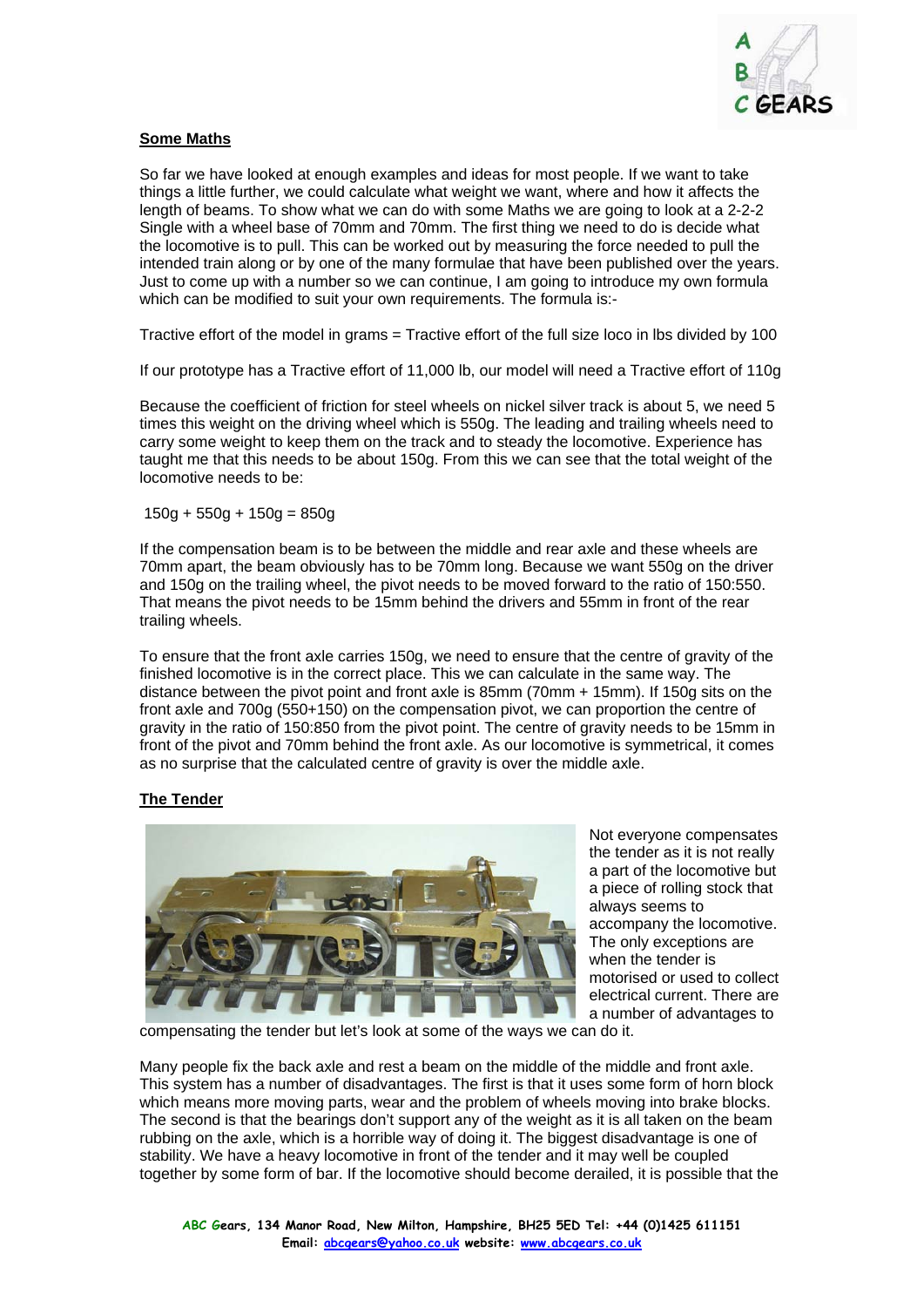## Some Maths

So far we have looked at enough examples and ideas for most people. If we want to take things a little further, we could calculate what weight we want, where and how it affects the length of beams. To show what we can do with some Maths we are going to look at a 2-2-2 Single with a wheel base of 70mm and 70mm. The first thing we need to do is decide what the locomotive is to pull. This can be worked out by measuring the force needed to pull the intended train along or by one of the many formulae that have been published over the years. Just to come up with a number so we can continue, I am going to introduce my own formula which can be modified to suit your own requirements. The formula is:-

Tractive effort of the model in grams = Tractive effort of the full size loco in lbs divided by 100

If our prototype has a Tractive effort of 11,000 lb, our model will need a Tractive effort of 110g

Because the coefficient of friction for steel wheels on nickel silver track is about 5, we need 5 times this weight on the driving wheel which is 550g. The leading and trailing wheels need to carry some weight to keep them on the track and to steady the locomotive. Experience has taught me that this needs to be about 150g. From this we can see that the total weight of the locomotive needs to be:

150g + 550g + 150g = 850g

If the compensation beam is to be between the middle and rear axle and these wheels are 70mm apart, the beam obviously has to be 70mm long. Because we want 550g on the driver and 150g on the trailing wheel, the pivot needs to be moved forward to the ratio of 150:550. That means the pivot needs to be 15mm behind the drivers and 55mm in front of the rear trailing wheels.

To ensure that the front axle carries 150g, we need to ensure that the centre of gravity of the finished locomotive is in the correct place. This we can calculate in the same way. The distance between the pivot point and front axle is 85mm (70mm + 15mm). If 150g sits on the front axle and 700g (550+150) on the compensation pivot, we can proportion the centre of gravity in the ratio of 150:850 from the pivot point. The centre of gravity needs to be 15mm in front of the pivot and 70mm behind the front axle. As our locomotive is symmetrical, it comes as no surprise that the calculated centre of gravity is over the middle axle.

## The Tender

Not everyone compensates the tender as it is not really a part of the locomotive but a piece of rolling stock that always seems to accompany the locomotive. The only exceptions are when the tender is motorised or used to collect electrical current. There are a number of advantages to compensating the tender but let's look at some of the ways we can do it.

Many people fix the back axle and rest a beam on the middle of the middle and front axle. This system has a number of disadvantages. The first is that it uses some form of horn block which means more moving parts, wear and the problem of wheels moving into brake blocks. The second is that the bearings don't support any of the weight as it is all taken on the beam rubbing on the axle, which is a horrible way of doing it. The biggest disadvantage is one of stability. We have a heavy locomotive in front of the tender and it may well be coupled together by some form of bar. If the locomotive should become derailed, it is possible that the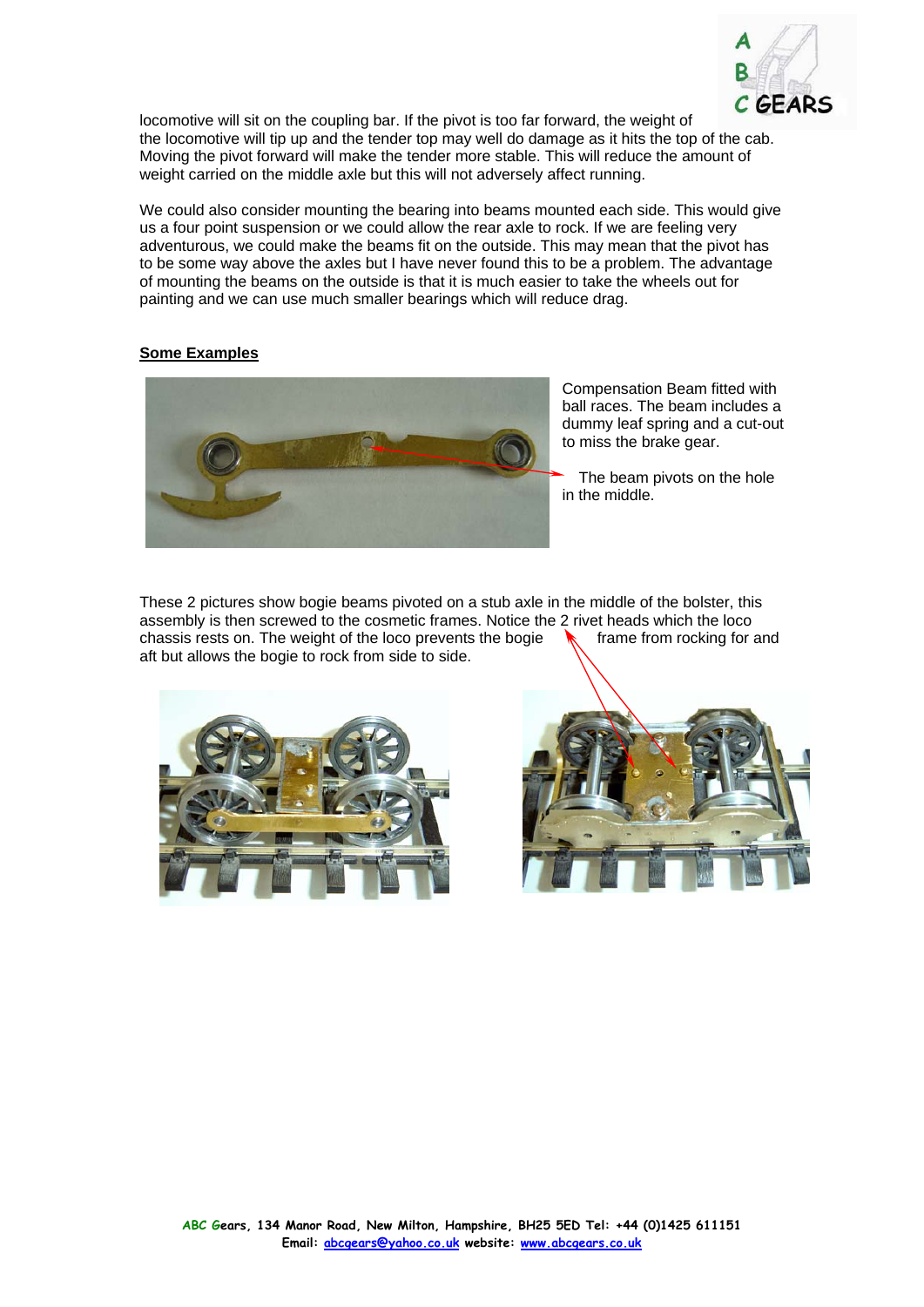locomotive will sit on the coupling bar. If the pivot is too far forward, the weight of the locomotive will tip up and the tender top may well do damage as it hits the top of the cab. Moving the pivot forward will make the tender more stable. This will reduce the amount of weight carried on the middle axle but this will not adversely affect running.

We could also consider mounting the bearing into beams mounted each side. This would give us a four point suspension or we could allow the rear axle to rock. If we are feeling very adventurous, we could make the beams fit on the outside. This may mean that the pivot has to be some way above the axles but I have never found this to be a problem. The advantage of mounting the beams on the outside is that it is much easier to take the wheels out for painting and we can use much smaller bearings which will reduce drag.

**Some Examples**

Compensation Beam fitted with ball races. The beam includes a dummy leaf spring and a cut-out to miss the brake gear.

The beam pivots on the hole in the middle.

These 2 pictures show bogie beams pivoted on a stub axle in the middle of the bolster, this assembly is then screwed to the cosmetic frames. Notice the 2 rivet heads which the loco chassis rests on. The weight of the loco prevents the bogie frame from rocking for and aft but allows the bogie to rock from side to side.